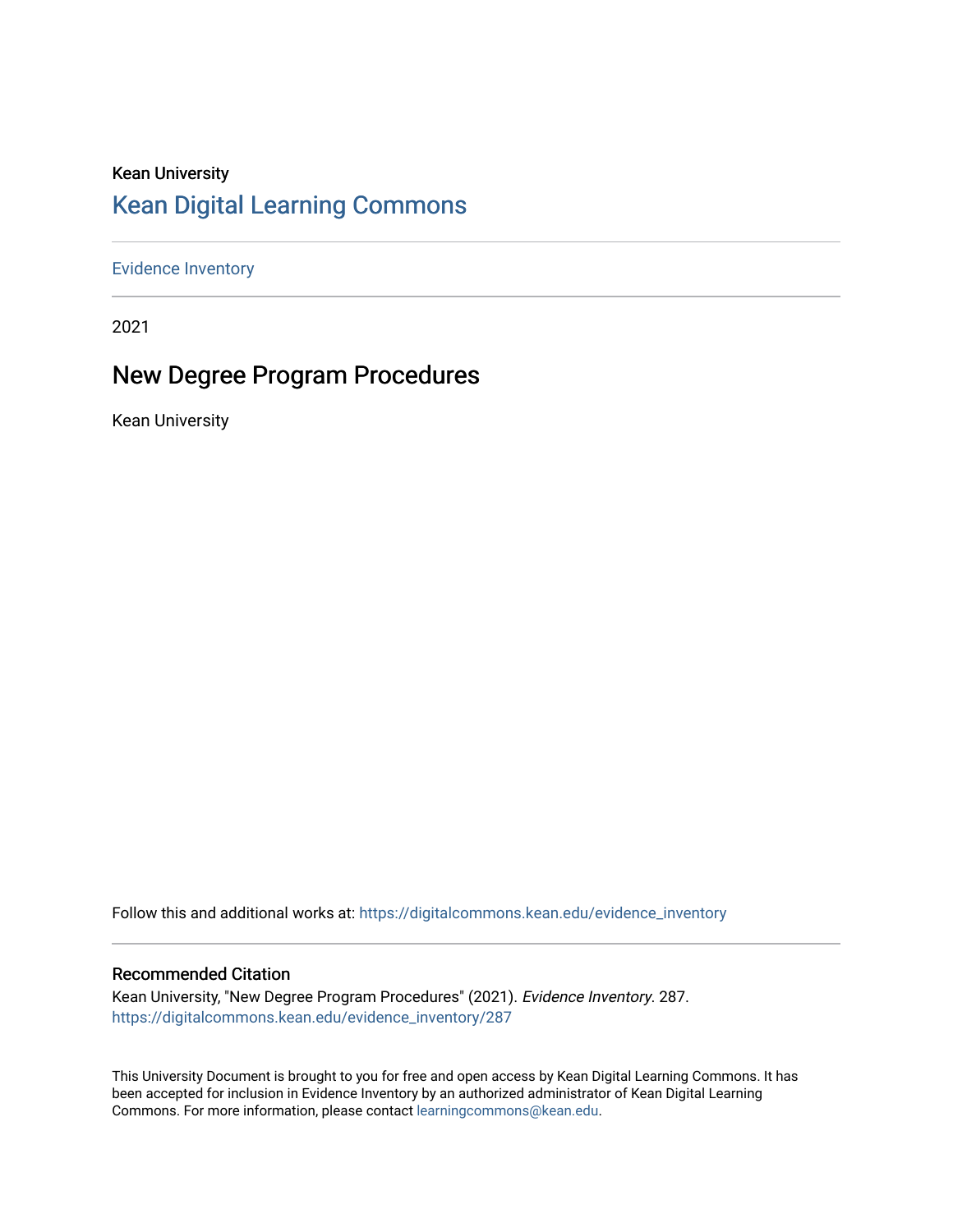Kean University

# Kean Digital Learning Commons

Evidence Inventory

2021

## New Degree Program Procedures

Kean University

Follow this and additional works at: https://digitalcommons.kean.edu/evidence_inventory

### Recommended Citation

Kean University, "New Degree Program Procedures" (2021). *Evidence Inventory*. 287.
https://digitalcommons.kean.edu/evidence_inventory/287

This University Document is brought to you for free and open access by Kean Digital Learning Commons. It has been accepted for inclusion in Evidence Inventory by an authorized administrator of Kean Digital Learning Commons. For more information, please contact learningcommons@kean.edu.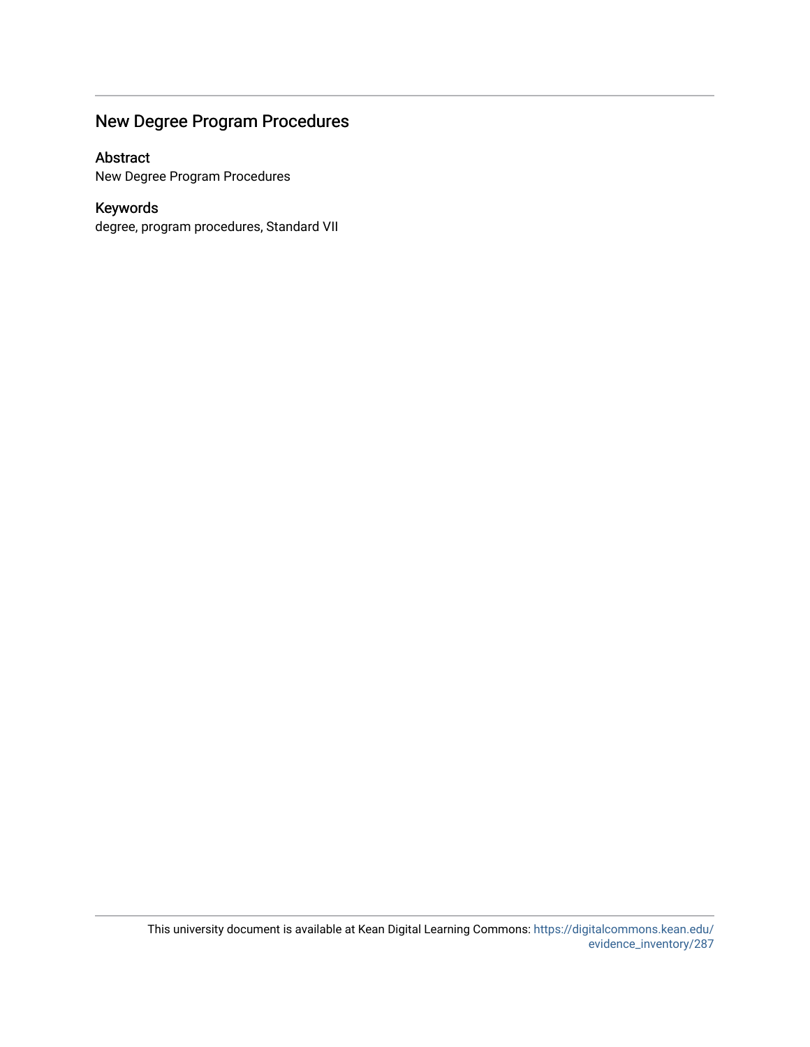## New Degree Program Procedures

### Abstract

New Degree Program Procedures

### Keywords

degree, program procedures, Standard VII

This university document is available at Kean Digital Learning Commons: https://digitalcommons.kean.edu/evidence_inventory/287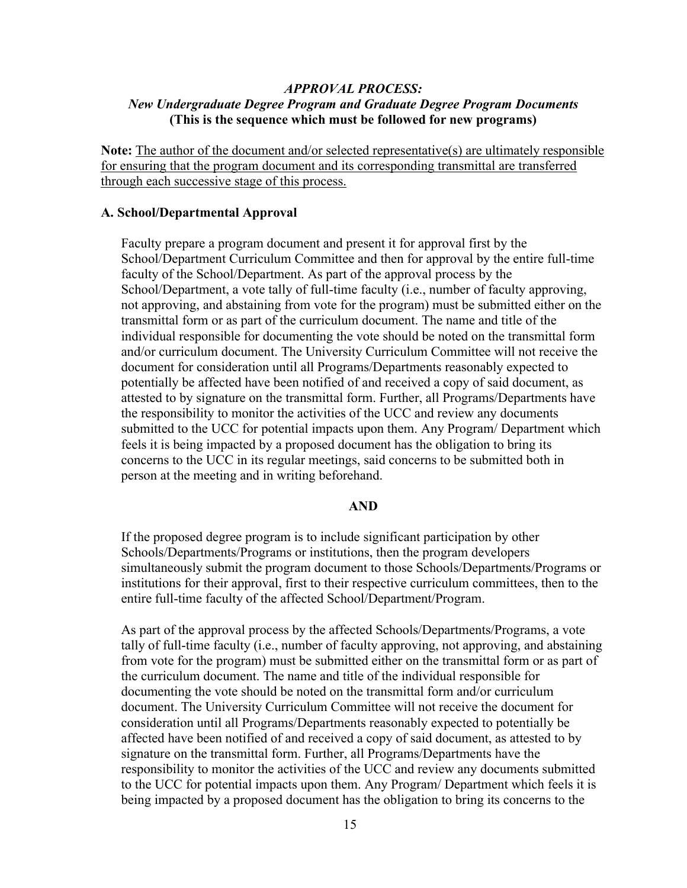***APPROVAL PROCESS:***
***New Undergraduate Degree Program and Graduate Degree Program Documents***
**(This is the sequence which must be followed for new programs)**

**Note:** <u>The author of the document and/or selected representative(s) are ultimately responsible for ensuring that the program document and its corresponding transmittal are transferred through each successive stage of this process.</u>

**A. School/Departmental Approval**

Faculty prepare a program document and present it for approval first by the School/Department Curriculum Committee and then for approval by the entire full-time faculty of the School/Department. As part of the approval process by the School/Department, a vote tally of full-time faculty (i.e., number of faculty approving, not approving, and abstaining from vote for the program) must be submitted either on the transmittal form or as part of the curriculum document. The name and title of the individual responsible for documenting the vote should be noted on the transmittal form and/or curriculum document. The University Curriculum Committee will not receive the document for consideration until all Programs/Departments reasonably expected to potentially be affected have been notified of and received a copy of said document, as attested to by signature on the transmittal form. Further, all Programs/Departments have the responsibility to monitor the activities of the UCC and review any documents submitted to the UCC for potential impacts upon them. Any Program/ Department which feels it is being impacted by a proposed document has the obligation to bring its concerns to the UCC in its regular meetings, said concerns to be submitted both in person at the meeting and in writing beforehand.

**AND**

If the proposed degree program is to include significant participation by other Schools/Departments/Programs or institutions, then the program developers simultaneously submit the program document to those Schools/Departments/Programs or institutions for their approval, first to their respective curriculum committees, then to the entire full-time faculty of the affected School/Department/Program.

As part of the approval process by the affected Schools/Departments/Programs, a vote tally of full-time faculty (i.e., number of faculty approving, not approving, and abstaining from vote for the program) must be submitted either on the transmittal form or as part of the curriculum document. The name and title of the individual responsible for documenting the vote should be noted on the transmittal form and/or curriculum document. The University Curriculum Committee will not receive the document for consideration until all Programs/Departments reasonably expected to potentially be affected have been notified of and received a copy of said document, as attested to by signature on the transmittal form. Further, all Programs/Departments have the responsibility to monitor the activities of the UCC and review any documents submitted to the UCC for potential impacts upon them. Any Program/ Department which feels it is being impacted by a proposed document has the obligation to bring its concerns to the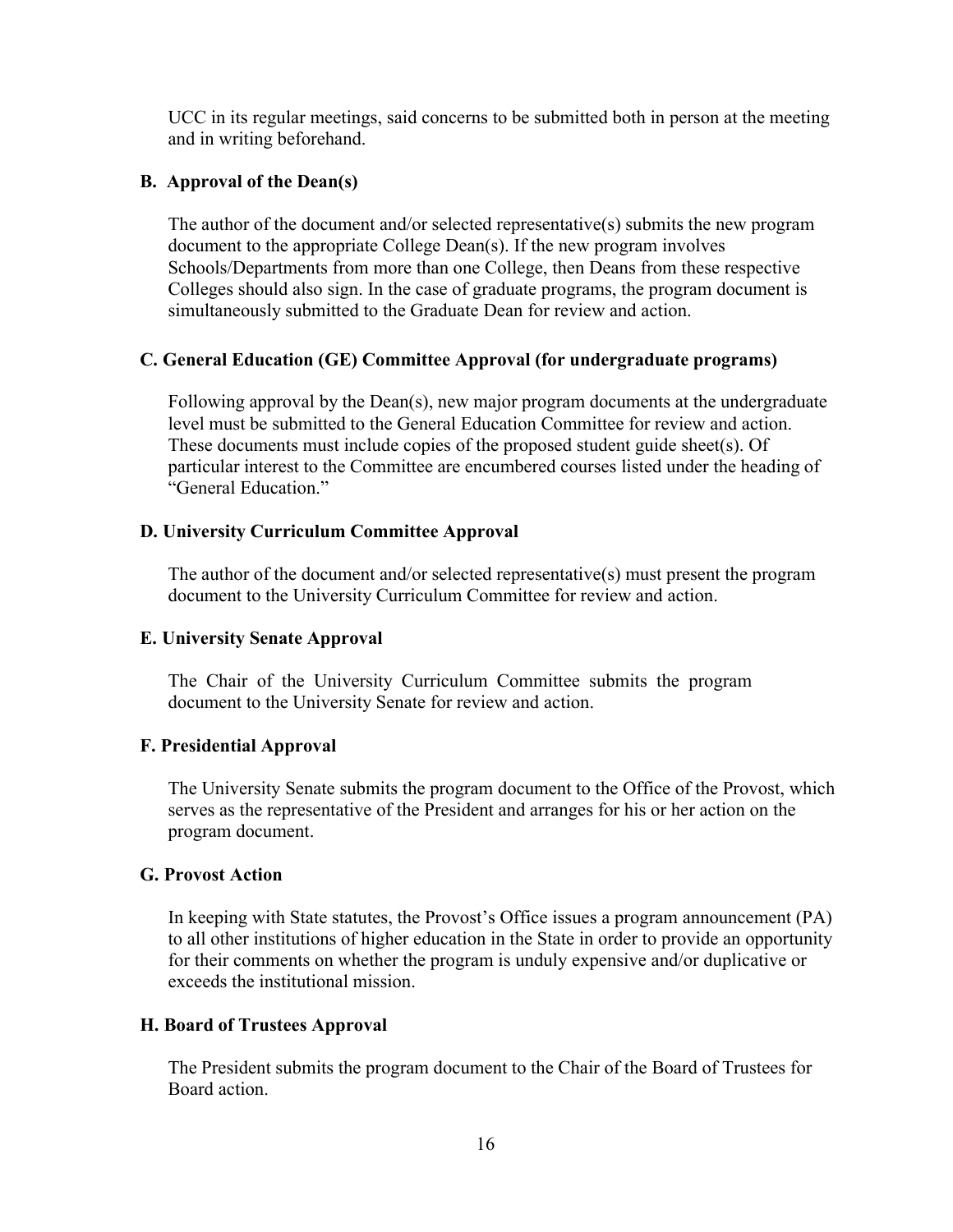UCC in its regular meetings, said concerns to be submitted both in person at the meeting and in writing beforehand.

### B. Approval of the Dean(s)

The author of the document and/or selected representative(s) submits the new program document to the appropriate College Dean(s). If the new program involves Schools/Departments from more than one College, then Deans from these respective Colleges should also sign. In the case of graduate programs, the program document is simultaneously submitted to the Graduate Dean for review and action.

### C. General Education (GE) Committee Approval (for undergraduate programs)

Following approval by the Dean(s), new major program documents at the undergraduate level must be submitted to the General Education Committee for review and action. These documents must include copies of the proposed student guide sheet(s). Of particular interest to the Committee are encumbered courses listed under the heading of "General Education."

### D. University Curriculum Committee Approval

The author of the document and/or selected representative(s) must present the program document to the University Curriculum Committee for review and action.

### E. University Senate Approval

The Chair of the University Curriculum Committee submits the program document to the University Senate for review and action.

### F. Presidential Approval

The University Senate submits the program document to the Office of the Provost, which serves as the representative of the President and arranges for his or her action on the program document.

### G. Provost Action

In keeping with State statutes, the Provost's Office issues a program announcement (PA) to all other institutions of higher education in the State in order to provide an opportunity for their comments on whether the program is unduly expensive and/or duplicative or exceeds the institutional mission.

### H. Board of Trustees Approval

The President submits the program document to the Chair of the Board of Trustees for Board action.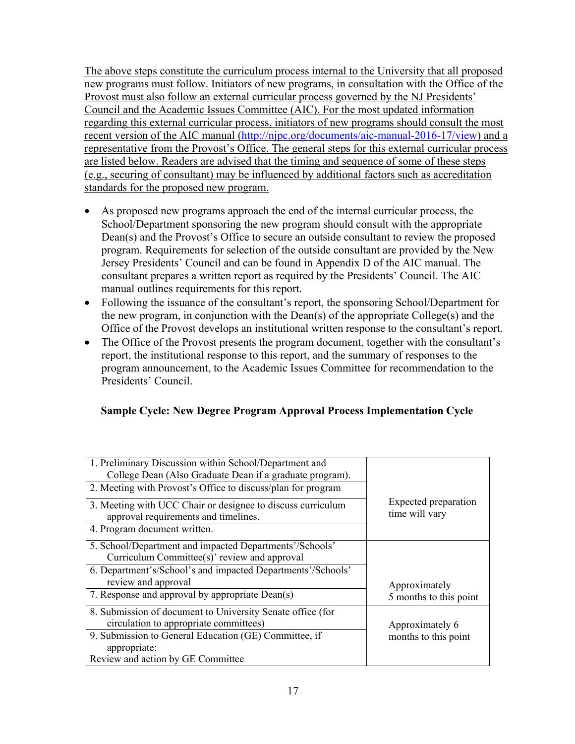The above steps constitute the curriculum process internal to the University that all proposed new programs must follow. Initiators of new programs, in consultation with the Office of the Provost must also follow an external curricular process governed by the NJ Presidents' Council and the Academic Issues Committee (AIC). For the most updated information regarding this external curricular process, initiators of new programs should consult the most recent version of the AIC manual (http://njpc.org/documents/aic-manual-2016-17/view) and a representative from the Provost's Office. The general steps for this external curricular process are listed below. Readers are advised that the timing and sequence of some of these steps (e.g., securing of consultant) may be influenced by additional factors such as accreditation standards for the proposed new program.

- As proposed new programs approach the end of the internal curricular process, the School/Department sponsoring the new program should consult with the appropriate Dean(s) and the Provost's Office to secure an outside consultant to review the proposed program. Requirements for selection of the outside consultant are provided by the New Jersey Presidents' Council and can be found in Appendix D of the AIC manual. The consultant prepares a written report as required by the Presidents' Council. The AIC manual outlines requirements for this report.
- Following the issuance of the consultant's report, the sponsoring School/Department for the new program, in conjunction with the Dean(s) of the appropriate College(s) and the Office of the Provost develops an institutional written response to the consultant's report.
- The Office of the Provost presents the program document, together with the consultant's report, the institutional response to this report, and the summary of responses to the program announcement, to the Academic Issues Committee for recommendation to the Presidents' Council.

**Sample Cycle: New Degree Program Approval Process Implementation Cycle**

| | |
|---|---|
| 1. Preliminary Discussion within School/Department and College Dean (Also Graduate Dean if a graduate program). | Expected preparation time will vary |
| 2. Meeting with Provost's Office to discuss/plan for program | |
| 3. Meeting with UCC Chair or designee to discuss curriculum approval requirements and timelines. | |
| 4. Program document written. | |
| 5. School/Department and impacted Departments'/Schools' Curriculum Committee(s)' review and approval | Approximately 5 months to this point |
| 6. Department's/School's and impacted Departments'/Schools' review and approval | |
| 7. Response and approval by appropriate Dean(s) | |
| 8. Submission of document to University Senate office (for circulation to appropriate committees) | Approximately 6 months to this point |
| 9. Submission to General Education (GE) Committee, if appropriate: Review and action by GE Committee | |